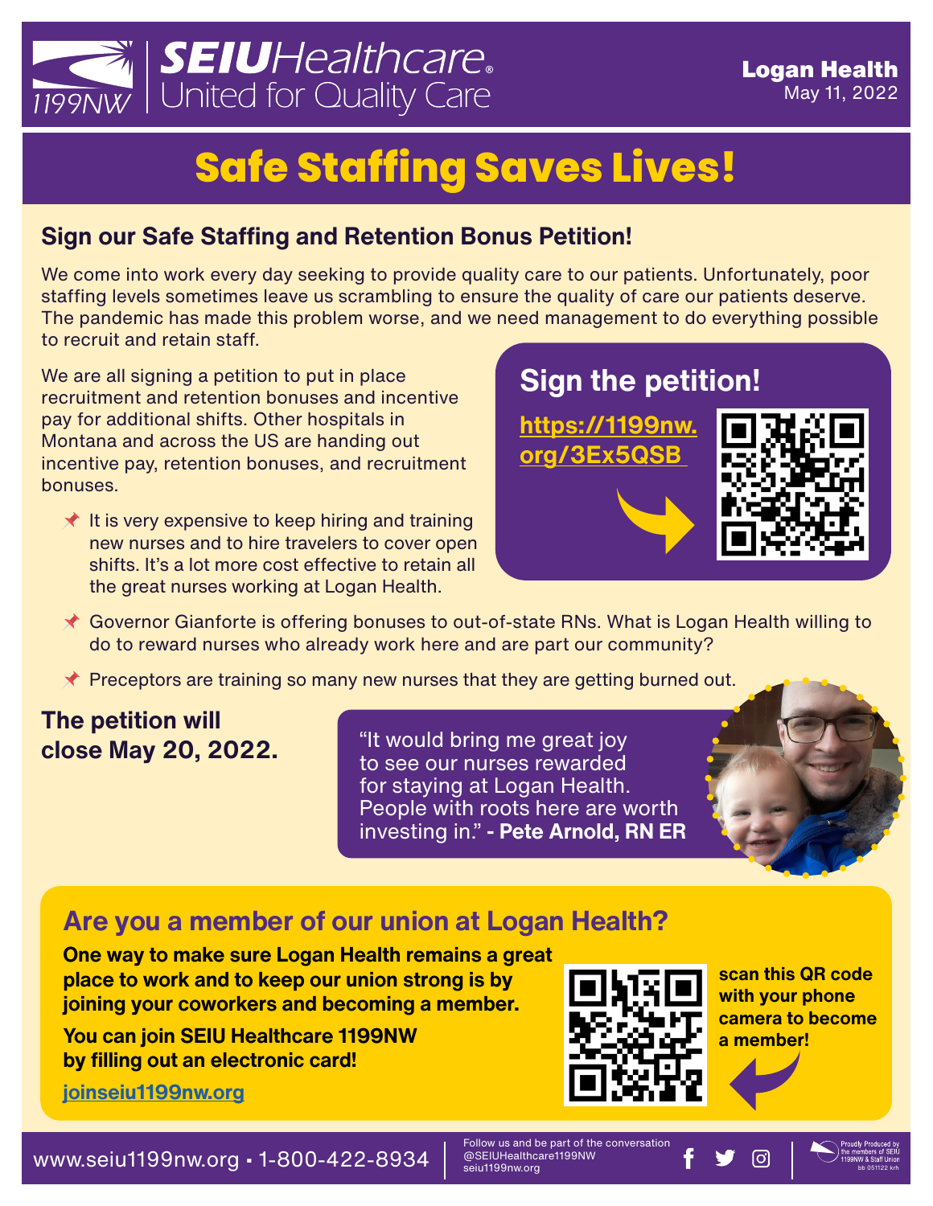SEIU Healthcare 1199NW
United for Quality Care

**Logan Health**
May 11, 2022

# Safe Staffing Saves Lives!

## Sign our Safe Staffing and Retention Bonus Petition!

We come into work every day seeking to provide quality care to our patients. Unfortunately, poor staffing levels sometimes leave us scrambling to ensure the quality of care our patients deserve. The pandemic has made this problem worse, and we need management to do everything possible to recruit and retain staff.

We are all signing a petition to put in place recruitment and retention bonuses and incentive pay for additional shifts. Other hospitals in Montana and across the US are handing out incentive pay, retention bonuses, and recruitment bonuses.

- It is very expensive to keep hiring and training new nurses and to hire travelers to cover open shifts. It's a lot more cost effective to retain all the great nurses working at Logan Health.
- Governor Gianforte is offering bonuses to out-of-state RNs. What is Logan Health willing to do to reward nurses who already work here and are part our community?
- Preceptors are training so many new nurses that they are getting burned out.

### Sign the petition!

https://1199nw.org/3Ex5QSB

**The petition will close May 20, 2022.**

"It would bring me great joy to see our nurses rewarded for staying at Logan Health. People with roots here are worth investing in." **- Pete Arnold, RN ER**

## Are you a member of our union at Logan Health?

**One way to make sure Logan Health remains a great place to work and to keep our union strong is by joining your coworkers and becoming a member.**

**You can join SEIU Healthcare 1199NW by filling out an electronic card!**

joinseiu1199nw.org

**scan this QR code with your phone camera to become a member!**

www.seiu1199nw.org • 1-800-422-8934

Follow us and be part of the conversation
@SEIUHealthcare1199NW
seiu1199nw.org

Proudly Produced by the members of SEIU 1199NW & Staff Union
bb 051122 krh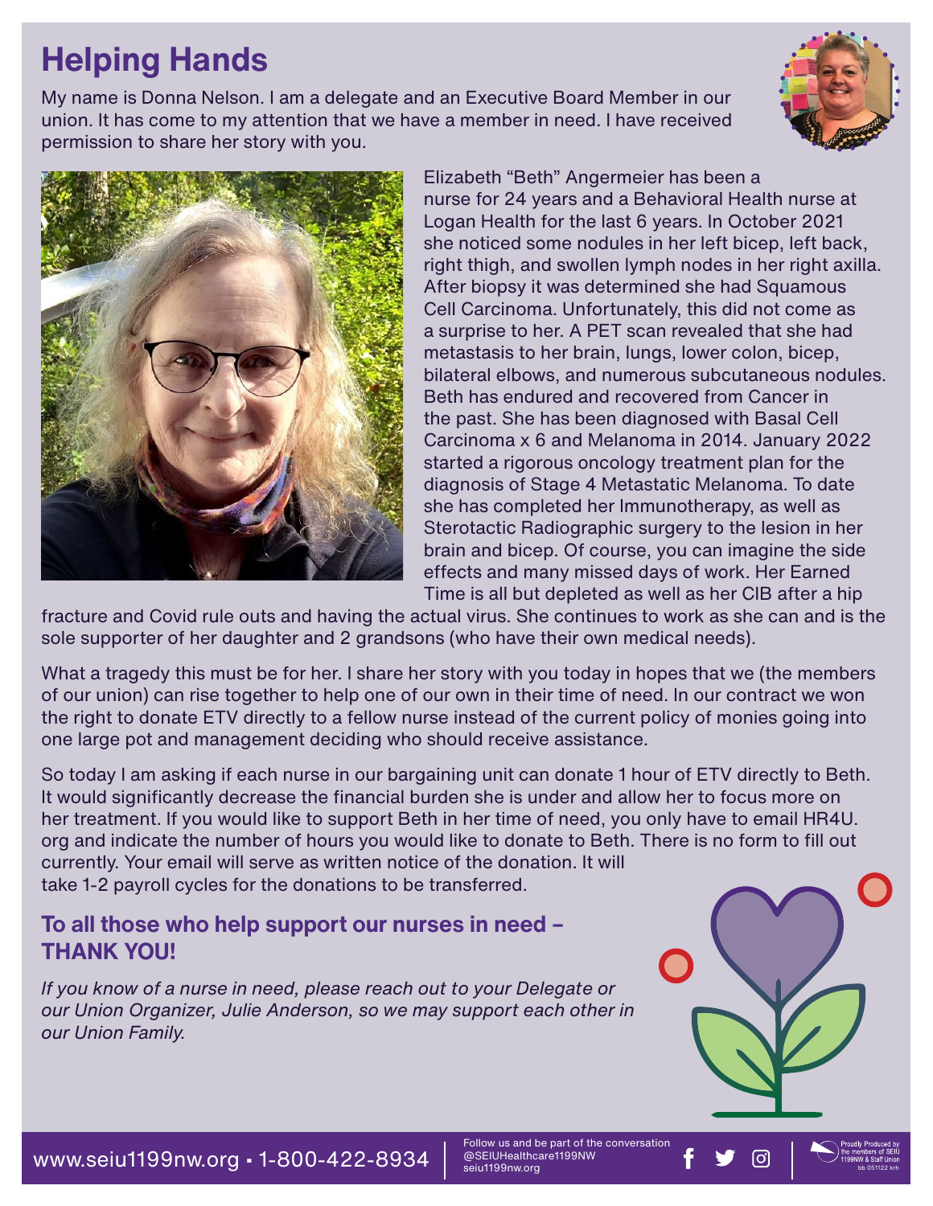# Helping Hands

My name is Donna Nelson. I am a delegate and an Executive Board Member in our union. It has come to my attention that we have a member in need. I have received permission to share her story with you.

Elizabeth "Beth" Angermeier has been a nurse for 24 years and a Behavioral Health nurse at Logan Health for the last 6 years. In October 2021 she noticed some nodules in her left bicep, left back, right thigh, and swollen lymph nodes in her right axilla. After biopsy it was determined she had Squamous Cell Carcinoma. Unfortunately, this did not come as a surprise to her. A PET scan revealed that she had metastasis to her brain, lungs, lower colon, bicep, bilateral elbows, and numerous subcutaneous nodules. Beth has endured and recovered from Cancer in the past. She has been diagnosed with Basal Cell Carcinoma x 6 and Melanoma in 2014. January 2022 started a rigorous oncology treatment plan for the diagnosis of Stage 4 Metastatic Melanoma. To date she has completed her Immunotherapy, as well as Sterotactic Radiographic surgery to the lesion in her brain and bicep. Of course, you can imagine the side effects and many missed days of work. Her Earned Time is all but depleted as well as her CIB after a hip fracture and Covid rule outs and having the actual virus. She continues to work as she can and is the sole supporter of her daughter and 2 grandsons (who have their own medical needs).

What a tragedy this must be for her. I share her story with you today in hopes that we (the members of our union) can rise together to help one of our own in their time of need. In our contract we won the right to donate ETV directly to a fellow nurse instead of the current policy of monies going into one large pot and management deciding who should receive assistance.

So today I am asking if each nurse in our bargaining unit can donate 1 hour of ETV directly to Beth. It would significantly decrease the financial burden she is under and allow her to focus more on her treatment. If you would like to support Beth in her time of need, you only have to email HR4U.org and indicate the number of hours you would like to donate to Beth. There is no form to fill out currently. Your email will serve as written notice of the donation. It will take 1-2 payroll cycles for the donations to be transferred.

## To all those who help support our nurses in need – THANK YOU!

*If you know of a nurse in need, please reach out to your Delegate or our Union Organizer, Julie Anderson, so we may support each other in our Union Family.*

www.seiu1199nw.org • 1-800-422-8934

Follow us and be part of the conversation
@SEIUHealthcare1199NW
seiu1199nw.org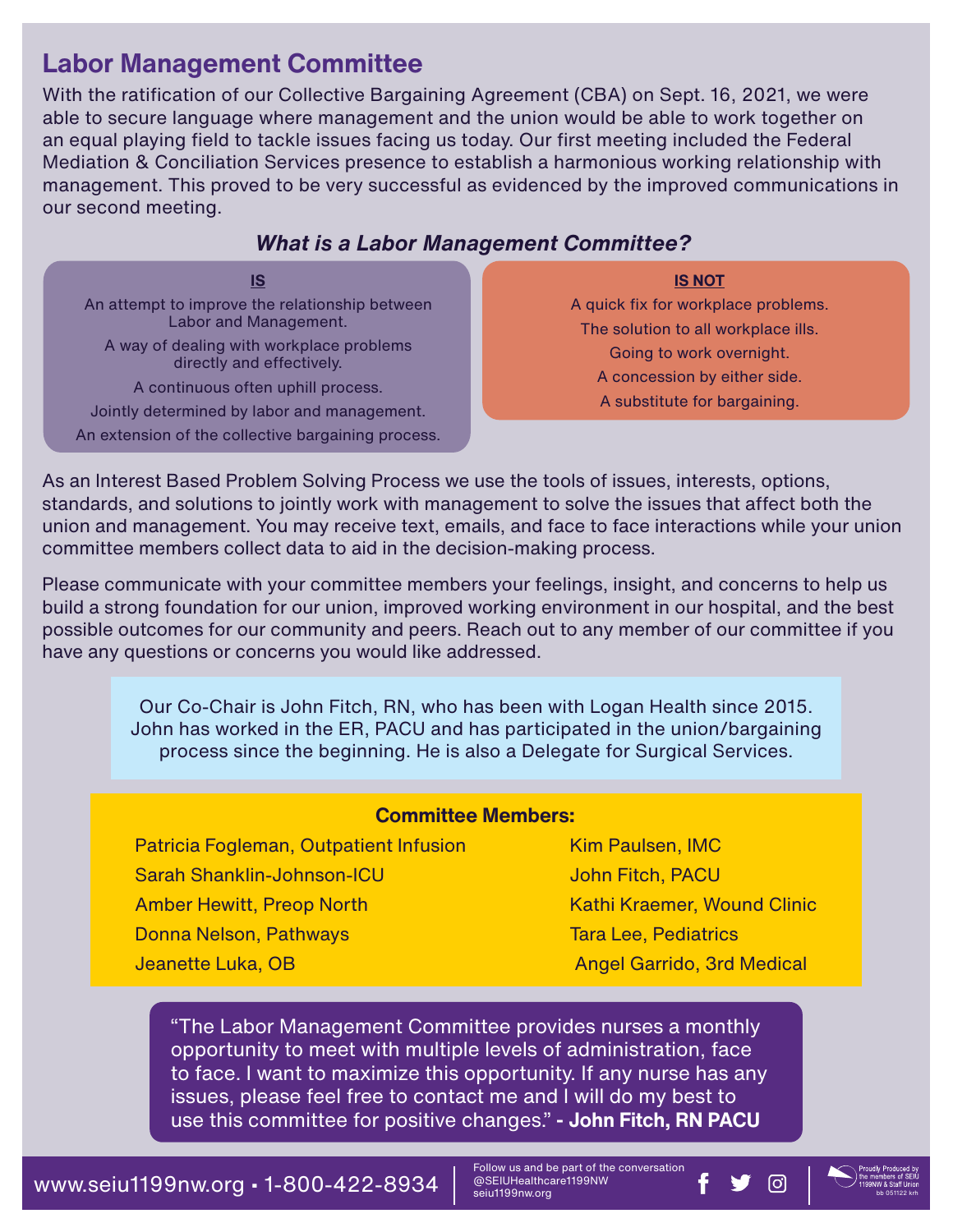# Labor Management Committee

With the ratification of our Collective Bargaining Agreement (CBA) on Sept. 16, 2021, we were able to secure language where management and the union would be able to work together on an equal playing field to tackle issues facing us today. Our first meeting included the Federal Mediation & Conciliation Services presence to establish a harmonious working relationship with management. This proved to be very successful as evidenced by the improved communications in our second meeting.

### *What is a Labor Management Committee?*

**IS**

- An attempt to improve the relationship between Labor and Management.
- A way of dealing with workplace problems directly and effectively.
- A continuous often uphill process.
- Jointly determined by labor and management.
- An extension of the collective bargaining process.

**IS NOT**

- A quick fix for workplace problems.
- The solution to all workplace ills.
- Going to work overnight.
- A concession by either side.
- A substitute for bargaining.

As an Interest Based Problem Solving Process we use the tools of issues, interests, options, standards, and solutions to jointly work with management to solve the issues that affect both the union and management. You may receive text, emails, and face to face interactions while your union committee members collect data to aid in the decision-making process.

Please communicate with your committee members your feelings, insight, and concerns to help us build a strong foundation for our union, improved working environment in our hospital, and the best possible outcomes for our community and peers. Reach out to any member of our committee if you have any questions or concerns you would like addressed.

Our Co-Chair is John Fitch, RN, who has been with Logan Health since 2015. John has worked in the ER, PACU and has participated in the union/bargaining process since the beginning. He is also a Delegate for Surgical Services.

**Committee Members:**

- Patricia Fogleman, Outpatient Infusion
- Sarah Shanklin-Johnson-ICU
- Amber Hewitt, Preop North
- Donna Nelson, Pathways
- Jeanette Luka, OB
- Kim Paulsen, IMC
- John Fitch, PACU
- Kathi Kraemer, Wound Clinic
- Tara Lee, Pediatrics
- Angel Garrido, 3rd Medical

"The Labor Management Committee provides nurses a monthly opportunity to meet with multiple levels of administration, face to face. I want to maximize this opportunity. If any nurse has any issues, please feel free to contact me and I will do my best to use this committee for positive changes." **- John Fitch, RN PACU**

www.seiu1199nw.org • 1-800-422-8934

Follow us and be part of the conversation
@SEIUHealthcare1199NW
seiu1199nw.org

Proudly Produced by the members of SEIU 1199NW & Staff Union
bb 051122 krh